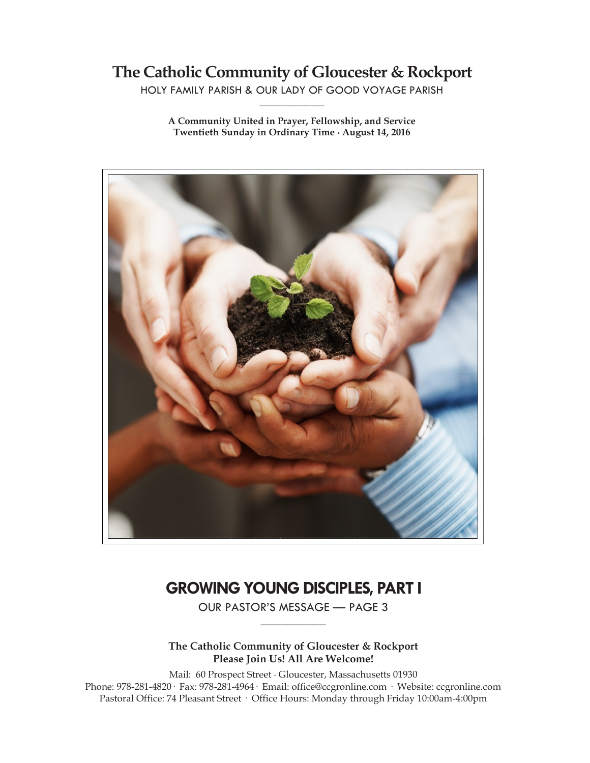# The Catholic Community of Gloucester & Rockport

HOLY FAMILY PARISH & OUR LADY OF GOOD VOYAGE PARISH

**A Community United in Prayer, Fellowship, and Service**
**Twentieth Sunday in Ordinary Time · August 14, 2016**

## GROWING YOUNG DISCIPLES, PART I

OUR PASTOR'S MESSAGE — PAGE 3

**The Catholic Community of Gloucester & Rockport**
**Please Join Us! All Are Welcome!**

Mail: 60 Prospect Street · Gloucester, Massachusetts 01930
Phone: 978-281-4820 · Fax: 978-281-4964 · Email: office@ccgronline.com · Website: ccgronline.com
Pastoral Office: 74 Pleasant Street · Office Hours: Monday through Friday 10:00am-4:00pm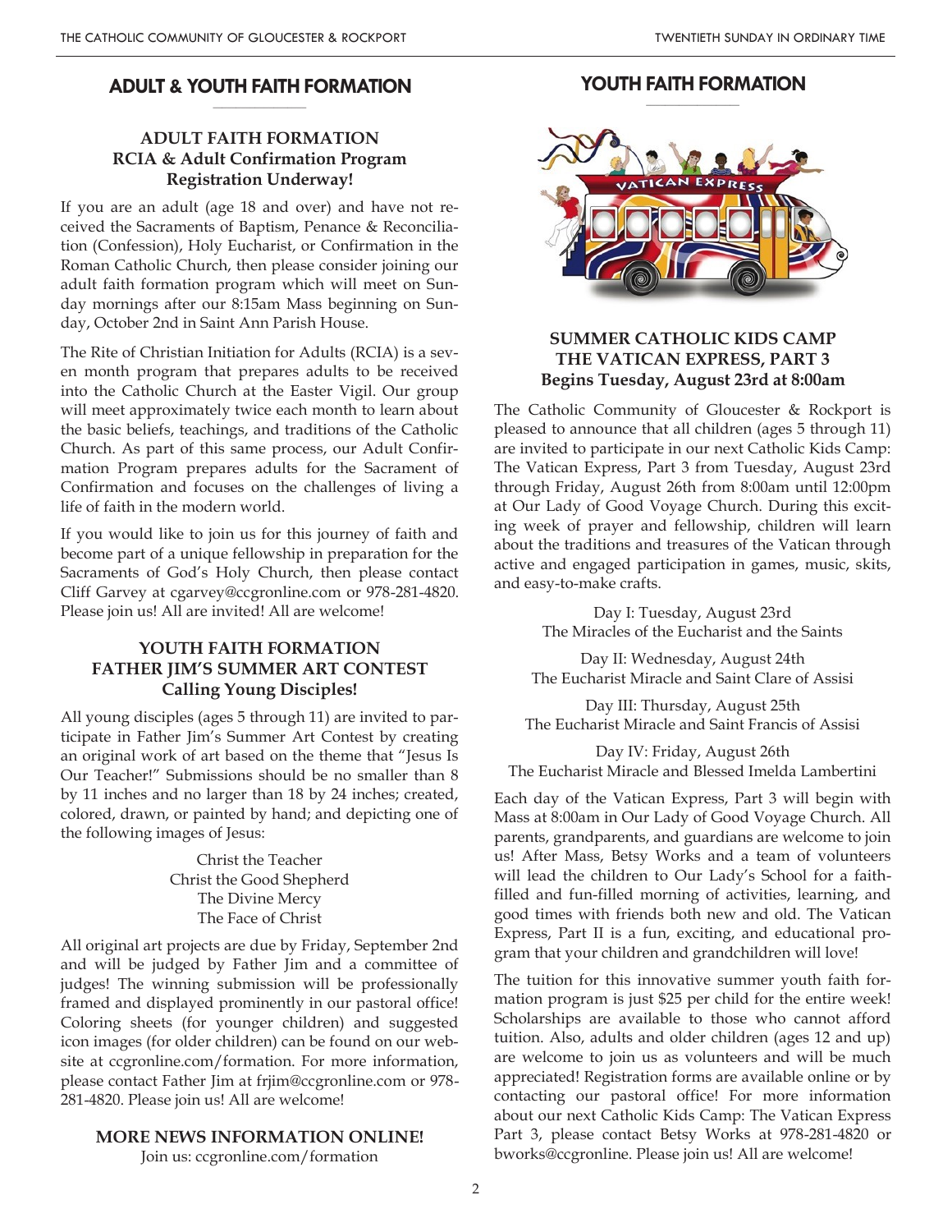## ADULT & YOUTH FAITH FORMATION

### ADULT FAITH FORMATION
### RCIA & Adult Confirmation Program
### Registration Underway!

If you are an adult (age 18 and over) and have not received the Sacraments of Baptism, Penance & Reconciliation (Confession), Holy Eucharist, or Confirmation in the Roman Catholic Church, then please consider joining our adult faith formation program which will meet on Sunday mornings after our 8:15am Mass beginning on Sunday, October 2nd in Saint Ann Parish House.

The Rite of Christian Initiation for Adults (RCIA) is a seven month program that prepares adults to be received into the Catholic Church at the Easter Vigil. Our group will meet approximately twice each month to learn about the basic beliefs, teachings, and traditions of the Catholic Church. As part of this same process, our Adult Confirmation Program prepares adults for the Sacrament of Confirmation and focuses on the challenges of living a life of faith in the modern world.

If you would like to join us for this journey of faith and become part of a unique fellowship in preparation for the Sacraments of God's Holy Church, then please contact Cliff Garvey at cgarvey@ccgronline.com or 978-281-4820. Please join us! All are invited! All are welcome!

### YOUTH FAITH FORMATION
### FATHER JIM'S SUMMER ART CONTEST
### Calling Young Disciples!

All young disciples (ages 5 through 11) are invited to participate in Father Jim's Summer Art Contest by creating an original work of art based on the theme that "Jesus Is Our Teacher!" Submissions should be no smaller than 8 by 11 inches and no larger than 18 by 24 inches; created, colored, drawn, or painted by hand; and depicting one of the following images of Jesus:

Christ the Teacher
Christ the Good Shepherd
The Divine Mercy
The Face of Christ

All original art projects are due by Friday, September 2nd and will be judged by Father Jim and a committee of judges! The winning submission will be professionally framed and displayed prominently in our pastoral office! Coloring sheets (for younger children) and suggested icon images (for older children) can be found on our website at ccgronline.com/formation. For more information, please contact Father Jim at frjim@ccgronline.com or 978-281-4820. Please join us! All are welcome!

### MORE NEWS INFORMATION ONLINE!

Join us: ccgronline.com/formation

## YOUTH FAITH FORMATION

### SUMMER CATHOLIC KIDS CAMP
### THE VATICAN EXPRESS, PART 3
### Begins Tuesday, August 23rd at 8:00am

The Catholic Community of Gloucester & Rockport is pleased to announce that all children (ages 5 through 11) are invited to participate in our next Catholic Kids Camp: The Vatican Express, Part 3 from Tuesday, August 23rd through Friday, August 26th from 8:00am until 12:00pm at Our Lady of Good Voyage Church. During this exciting week of prayer and fellowship, children will learn about the traditions and treasures of the Vatican through active and engaged participation in games, music, skits, and easy-to-make crafts.

Day I: Tuesday, August 23rd
The Miracles of the Eucharist and the Saints

Day II: Wednesday, August 24th
The Eucharist Miracle and Saint Clare of Assisi

Day III: Thursday, August 25th
The Eucharist Miracle and Saint Francis of Assisi

Day IV: Friday, August 26th
The Eucharist Miracle and Blessed Imelda Lambertini

Each day of the Vatican Express, Part 3 will begin with Mass at 8:00am in Our Lady of Good Voyage Church. All parents, grandparents, and guardians are welcome to join us! After Mass, Betsy Works and a team of volunteers will lead the children to Our Lady's School for a faith-filled and fun-filled morning of activities, learning, and good times with friends both new and old. The Vatican Express, Part II is a fun, exciting, and educational program that your children and grandchildren will love!

The tuition for this innovative summer youth faith formation program is just $25 per child for the entire week! Scholarships are available to those who cannot afford tuition. Also, adults and older children (ages 12 and up) are welcome to join us as volunteers and will be much appreciated! Registration forms are available online or by contacting our pastoral office! For more information about our next Catholic Kids Camp: The Vatican Express Part 3, please contact Betsy Works at 978-281-4820 or bworks@ccgronline. Please join us! All are welcome!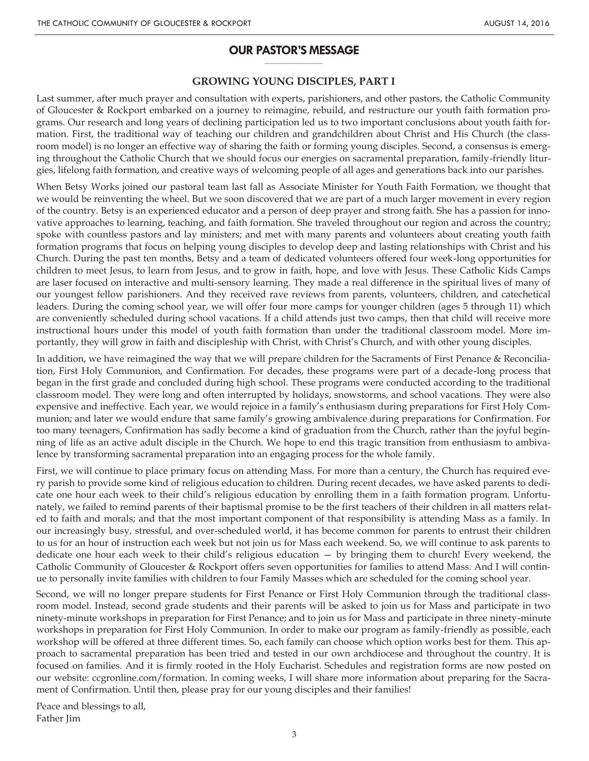## OUR PASTOR'S MESSAGE

### GROWING YOUNG DISCIPLES, PART I

Last summer, after much prayer and consultation with experts, parishioners, and other pastors, the Catholic Community of Gloucester & Rockport embarked on a journey to reimagine, rebuild, and restructure our youth faith formation programs. Our research and long years of declining participation led us to two important conclusions about youth faith formation. First, the traditional way of teaching our children and grandchildren about Christ and His Church (the classroom model) is no longer an effective way of sharing the faith or forming young disciples. Second, a consensus is emerging throughout the Catholic Church that we should focus our energies on sacramental preparation, family-friendly liturgies, lifelong faith formation, and creative ways of welcoming people of all ages and generations back into our parishes.

When Betsy Works joined our pastoral team last fall as Associate Minister for Youth Faith Formation, we thought that we would be reinventing the wheel. But we soon discovered that we are part of a much larger movement in every region of the country. Betsy is an experienced educator and a person of deep prayer and strong faith. She has a passion for innovative approaches to learning, teaching, and faith formation. She traveled throughout our region and across the country; spoke with countless pastors and lay ministers; and met with many parents and volunteers about creating youth faith formation programs that focus on helping young disciples to develop deep and lasting relationships with Christ and his Church. During the past ten months, Betsy and a team of dedicated volunteers offered four week-long opportunities for children to meet Jesus, to learn from Jesus, and to grow in faith, hope, and love with Jesus. These Catholic Kids Camps are laser focused on interactive and multi-sensory learning. They made a real difference in the spiritual lives of many of our youngest fellow parishioners. And they received rave reviews from parents, volunteers, children, and catechetical leaders. During the coming school year, we will offer four more camps for younger children (ages 5 through 11) which are conveniently scheduled during school vacations. If a child attends just two camps, then that child will receive more instructional hours under this model of youth faith formation than under the traditional classroom model. More importantly, they will grow in faith and discipleship with Christ, with Christ's Church, and with other young disciples.

In addition, we have reimagined the way that we will prepare children for the Sacraments of First Penance & Reconciliation, First Holy Communion, and Confirmation. For decades, these programs were part of a decade-long process that began in the first grade and concluded during high school. These programs were conducted according to the traditional classroom model. They were long and often interrupted by holidays, snowstorms, and school vacations. They were also expensive and ineffective. Each year, we would rejoice in a family's enthusiasm during preparations for First Holy Communion; and later we would endure that same family's growing ambivalence during preparations for Confirmation. For too many teenagers, Confirmation has sadly become a kind of graduation from the Church, rather than the joyful beginning of life as an active adult disciple in the Church. We hope to end this tragic transition from enthusiasm to ambivalence by transforming sacramental preparation into an engaging process for the whole family.

First, we will continue to place primary focus on attending Mass. For more than a century, the Church has required every parish to provide some kind of religious education to children. During recent decades, we have asked parents to dedicate one hour each week to their child's religious education by enrolling them in a faith formation program. Unfortunately, we failed to remind parents of their baptismal promise to be the first teachers of their children in all matters related to faith and morals; and that the most important component of that responsibility is attending Mass as a family. In our increasingly busy, stressful, and over-scheduled world, it has become common for parents to entrust their children to us for an hour of instruction each week but not join us for Mass each weekend. So, we will continue to ask parents to dedicate one hour each week to their child's religious education — by bringing them to church! Every weekend, the Catholic Community of Gloucester & Rockport offers seven opportunities for families to attend Mass. And I will continue to personally invite families with children to four Family Masses which are scheduled for the coming school year.

Second, we will no longer prepare students for First Penance or First Holy Communion through the traditional classroom model. Instead, second grade students and their parents will be asked to join us for Mass and participate in two ninety-minute workshops in preparation for First Penance; and to join us for Mass and participate in three ninety-minute workshops in preparation for First Holy Communion. In order to make our program as family-friendly as possible, each workshop will be offered at three different times. So, each family can choose which option works best for them. This approach to sacramental preparation has been tried and tested in our own archdiocese and throughout the country. It is focused on families. And it is firmly rooted in the Holy Eucharist. Schedules and registration forms are now posted on our website: ccgronline.com/formation. In coming weeks, I will share more information about preparing for the Sacrament of Confirmation. Until then, please pray for our young disciples and their families!

Peace and blessings to all,
Father Jim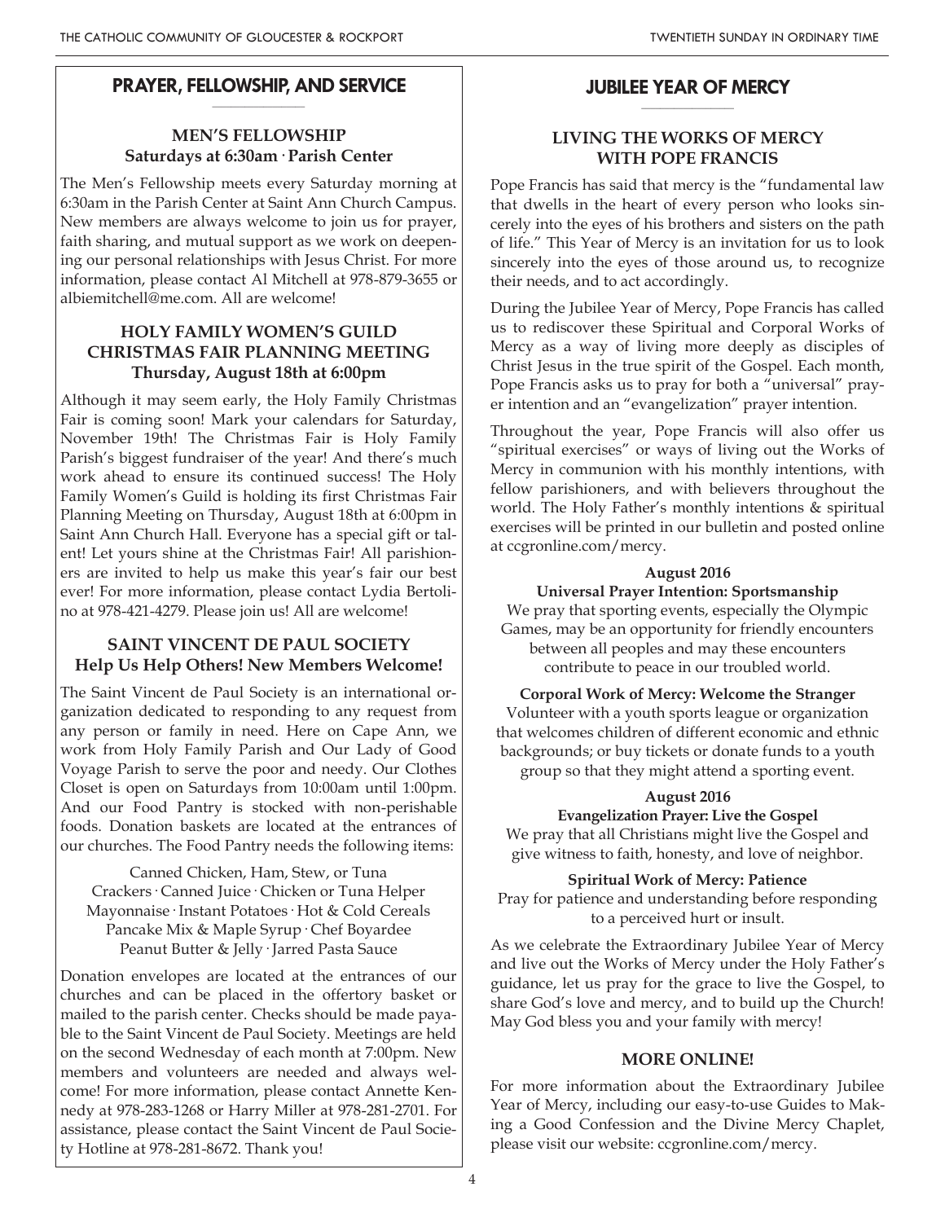## PRAYER, FELLOWSHIP, AND SERVICE

### MEN'S FELLOWSHIP
**Saturdays at 6:30am · Parish Center**

The Men's Fellowship meets every Saturday morning at 6:30am in the Parish Center at Saint Ann Church Campus. New members are always welcome to join us for prayer, faith sharing, and mutual support as we work on deepening our personal relationships with Jesus Christ. For more information, please contact Al Mitchell at 978-879-3655 or albiemitchell@me.com. All are welcome!

### HOLY FAMILY WOMEN'S GUILD CHRISTMAS FAIR PLANNING MEETING
**Thursday, August 18th at 6:00pm**

Although it may seem early, the Holy Family Christmas Fair is coming soon! Mark your calendars for Saturday, November 19th! The Christmas Fair is Holy Family Parish's biggest fundraiser of the year! And there's much work ahead to ensure its continued success! The Holy Family Women's Guild is holding its first Christmas Fair Planning Meeting on Thursday, August 18th at 6:00pm in Saint Ann Church Hall. Everyone has a special gift or talent! Let yours shine at the Christmas Fair! All parishioners are invited to help us make this year's fair our best ever! For more information, please contact Lydia Bertolino at 978-421-4279. Please join us! All are welcome!

### SAINT VINCENT DE PAUL SOCIETY
**Help Us Help Others! New Members Welcome!**

The Saint Vincent de Paul Society is an international organization dedicated to responding to any request from any person or family in need. Here on Cape Ann, we work from Holy Family Parish and Our Lady of Good Voyage Parish to serve the poor and needy. Our Clothes Closet is open on Saturdays from 10:00am until 1:00pm. And our Food Pantry is stocked with non-perishable foods. Donation baskets are located at the entrances of our churches. The Food Pantry needs the following items:

Canned Chicken, Ham, Stew, or Tuna
Crackers · Canned Juice · Chicken or Tuna Helper
Mayonnaise · Instant Potatoes · Hot & Cold Cereals
Pancake Mix & Maple Syrup · Chef Boyardee
Peanut Butter & Jelly · Jarred Pasta Sauce

Donation envelopes are located at the entrances of our churches and can be placed in the offertory basket or mailed to the parish center. Checks should be made payable to the Saint Vincent de Paul Society. Meetings are held on the second Wednesday of each month at 7:00pm. New members and volunteers are needed and always welcome! For more information, please contact Annette Kennedy at 978-283-1268 or Harry Miller at 978-281-2701. For assistance, please contact the Saint Vincent de Paul Society Hotline at 978-281-8672. Thank you!

## JUBILEE YEAR OF MERCY

### LIVING THE WORKS OF MERCY WITH POPE FRANCIS

Pope Francis has said that mercy is the "fundamental law that dwells in the heart of every person who looks sincerely into the eyes of his brothers and sisters on the path of life." This Year of Mercy is an invitation for us to look sincerely into the eyes of those around us, to recognize their needs, and to act accordingly.

During the Jubilee Year of Mercy, Pope Francis has called us to rediscover these Spiritual and Corporal Works of Mercy as a way of living more deeply as disciples of Christ Jesus in the true spirit of the Gospel. Each month, Pope Francis asks us to pray for both a "universal" prayer intention and an "evangelization" prayer intention.

Throughout the year, Pope Francis will also offer us "spiritual exercises" or ways of living out the Works of Mercy in communion with his monthly intentions, with fellow parishioners, and with believers throughout the world. The Holy Father's monthly intentions & spiritual exercises will be printed in our bulletin and posted online at ccgronline.com/mercy.

**August 2016**
**Universal Prayer Intention: Sportsmanship**

We pray that sporting events, especially the Olympic Games, may be an opportunity for friendly encounters between all peoples and may these encounters contribute to peace in our troubled world.

**Corporal Work of Mercy: Welcome the Stranger**

Volunteer with a youth sports league or organization that welcomes children of different economic and ethnic backgrounds; or buy tickets or donate funds to a youth group so that they might attend a sporting event.

**August 2016**
**Evangelization Prayer: Live the Gospel**

We pray that all Christians might live the Gospel and give witness to faith, honesty, and love of neighbor.

**Spiritual Work of Mercy: Patience**

Pray for patience and understanding before responding to a perceived hurt or insult.

As we celebrate the Extraordinary Jubilee Year of Mercy and live out the Works of Mercy under the Holy Father's guidance, let us pray for the grace to live the Gospel, to share God's love and mercy, and to build up the Church! May God bless you and your family with mercy!

### MORE ONLINE!

For more information about the Extraordinary Jubilee Year of Mercy, including our easy-to-use Guides to Making a Good Confession and the Divine Mercy Chaplet, please visit our website: ccgronline.com/mercy.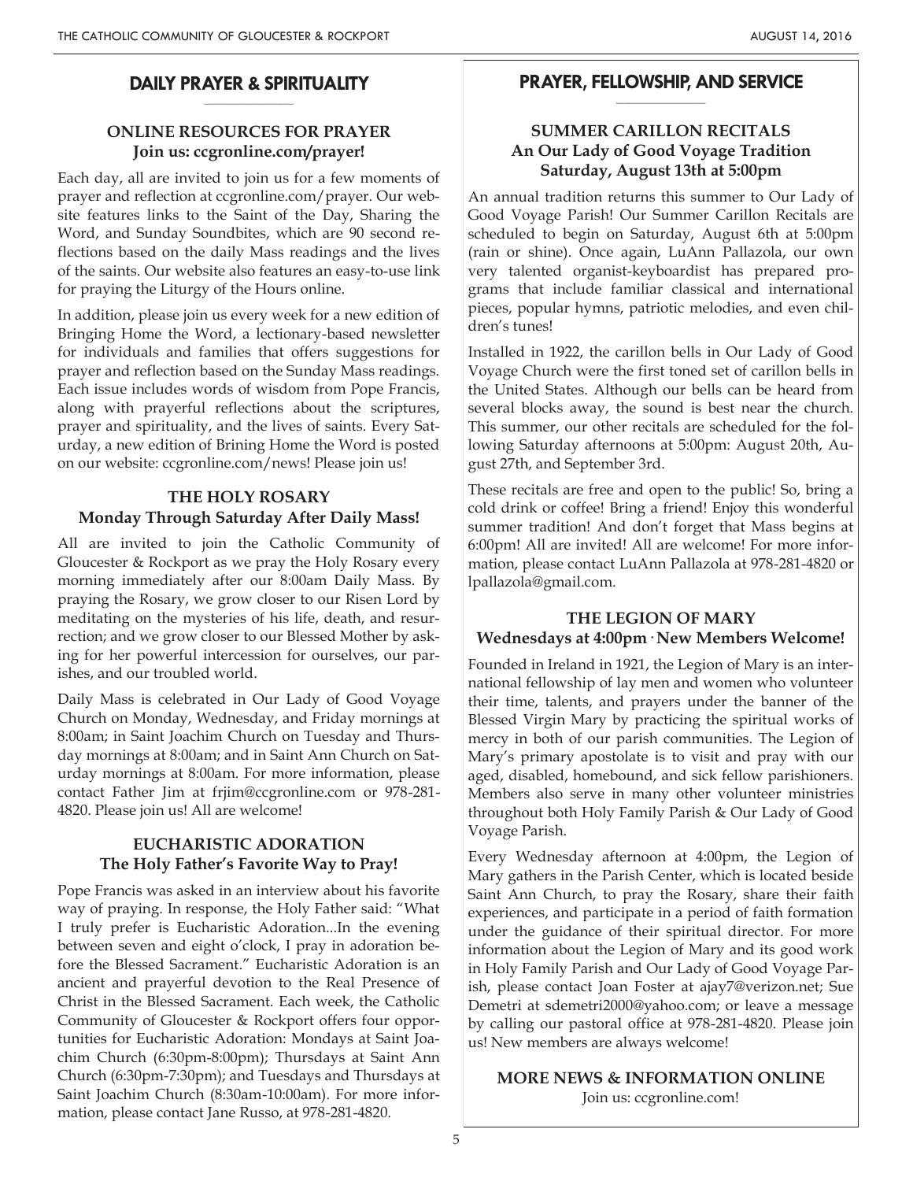## DAILY PRAYER & SPIRITUALITY

### ONLINE RESOURCES FOR PRAYER
**Join us: ccgronline.com/prayer!**

Each day, all are invited to join us for a few moments of prayer and reflection at ccgronline.com/prayer. Our website features links to the Saint of the Day, Sharing the Word, and Sunday Soundbites, which are 90 second reflections based on the daily Mass readings and the lives of the saints. Our website also features an easy-to-use link for praying the Liturgy of the Hours online.

In addition, please join us every week for a new edition of Bringing Home the Word, a lectionary-based newsletter for individuals and families that offers suggestions for prayer and reflection based on the Sunday Mass readings. Each issue includes words of wisdom from Pope Francis, along with prayerful reflections about the scriptures, prayer and spirituality, and the lives of saints. Every Saturday, a new edition of Brining Home the Word is posted on our website: ccgronline.com/news! Please join us!

### THE HOLY ROSARY
**Monday Through Saturday After Daily Mass!**

All are invited to join the Catholic Community of Gloucester & Rockport as we pray the Holy Rosary every morning immediately after our 8:00am Daily Mass. By praying the Rosary, we grow closer to our Risen Lord by meditating on the mysteries of his life, death, and resurrection; and we grow closer to our Blessed Mother by asking for her powerful intercession for ourselves, our parishes, and our troubled world.

Daily Mass is celebrated in Our Lady of Good Voyage Church on Monday, Wednesday, and Friday mornings at 8:00am; in Saint Joachim Church on Tuesday and Thursday mornings at 8:00am; and in Saint Ann Church on Saturday mornings at 8:00am. For more information, please contact Father Jim at frjim@ccgronline.com or 978-281-4820. Please join us! All are welcome!

### EUCHARISTIC ADORATION
**The Holy Father's Favorite Way to Pray!**

Pope Francis was asked in an interview about his favorite way of praying. In response, the Holy Father said: "What I truly prefer is Eucharistic Adoration...In the evening between seven and eight o'clock, I pray in adoration before the Blessed Sacrament." Eucharistic Adoration is an ancient and prayerful devotion to the Real Presence of Christ in the Blessed Sacrament. Each week, the Catholic Community of Gloucester & Rockport offers four opportunities for Eucharistic Adoration: Mondays at Saint Joachim Church (6:30pm-8:00pm); Thursdays at Saint Ann Church (6:30pm-7:30pm); and Tuesdays and Thursdays at Saint Joachim Church (8:30am-10:00am). For more information, please contact Jane Russo, at 978-281-4820.

## PRAYER, FELLOWSHIP, AND SERVICE

### SUMMER CARILLON RECITALS
**An Our Lady of Good Voyage Tradition**
**Saturday, August 13th at 5:00pm**

An annual tradition returns this summer to Our Lady of Good Voyage Parish! Our Summer Carillon Recitals are scheduled to begin on Saturday, August 6th at 5:00pm (rain or shine). Once again, LuAnn Pallazola, our own very talented organist-keyboardist has prepared programs that include familiar classical and international pieces, popular hymns, patriotic melodies, and even children's tunes!

Installed in 1922, the carillon bells in Our Lady of Good Voyage Church were the first toned set of carillon bells in the United States. Although our bells can be heard from several blocks away, the sound is best near the church. This summer, our other recitals are scheduled for the following Saturday afternoons at 5:00pm: August 20th, August 27th, and September 3rd.

These recitals are free and open to the public! So, bring a cold drink or coffee! Bring a friend! Enjoy this wonderful summer tradition! And don't forget that Mass begins at 6:00pm! All are invited! All are welcome! For more information, please contact LuAnn Pallazola at 978-281-4820 or lpallazola@gmail.com.

### THE LEGION OF MARY
**Wednesdays at 4:00pm · New Members Welcome!**

Founded in Ireland in 1921, the Legion of Mary is an international fellowship of lay men and women who volunteer their time, talents, and prayers under the banner of the Blessed Virgin Mary by practicing the spiritual works of mercy in both of our parish communities. The Legion of Mary's primary apostolate is to visit and pray with our aged, disabled, homebound, and sick fellow parishioners. Members also serve in many other volunteer ministries throughout both Holy Family Parish & Our Lady of Good Voyage Parish.

Every Wednesday afternoon at 4:00pm, the Legion of Mary gathers in the Parish Center, which is located beside Saint Ann Church, to pray the Rosary, share their faith experiences, and participate in a period of faith formation under the guidance of their spiritual director. For more information about the Legion of Mary and its good work in Holy Family Parish and Our Lady of Good Voyage Parish, please contact Joan Foster at ajay7@verizon.net; Sue Demetri at sdemetri2000@yahoo.com; or leave a message by calling our pastoral office at 978-281-4820. Please join us! New members are always welcome!

### MORE NEWS & INFORMATION ONLINE

Join us: ccgronline.com!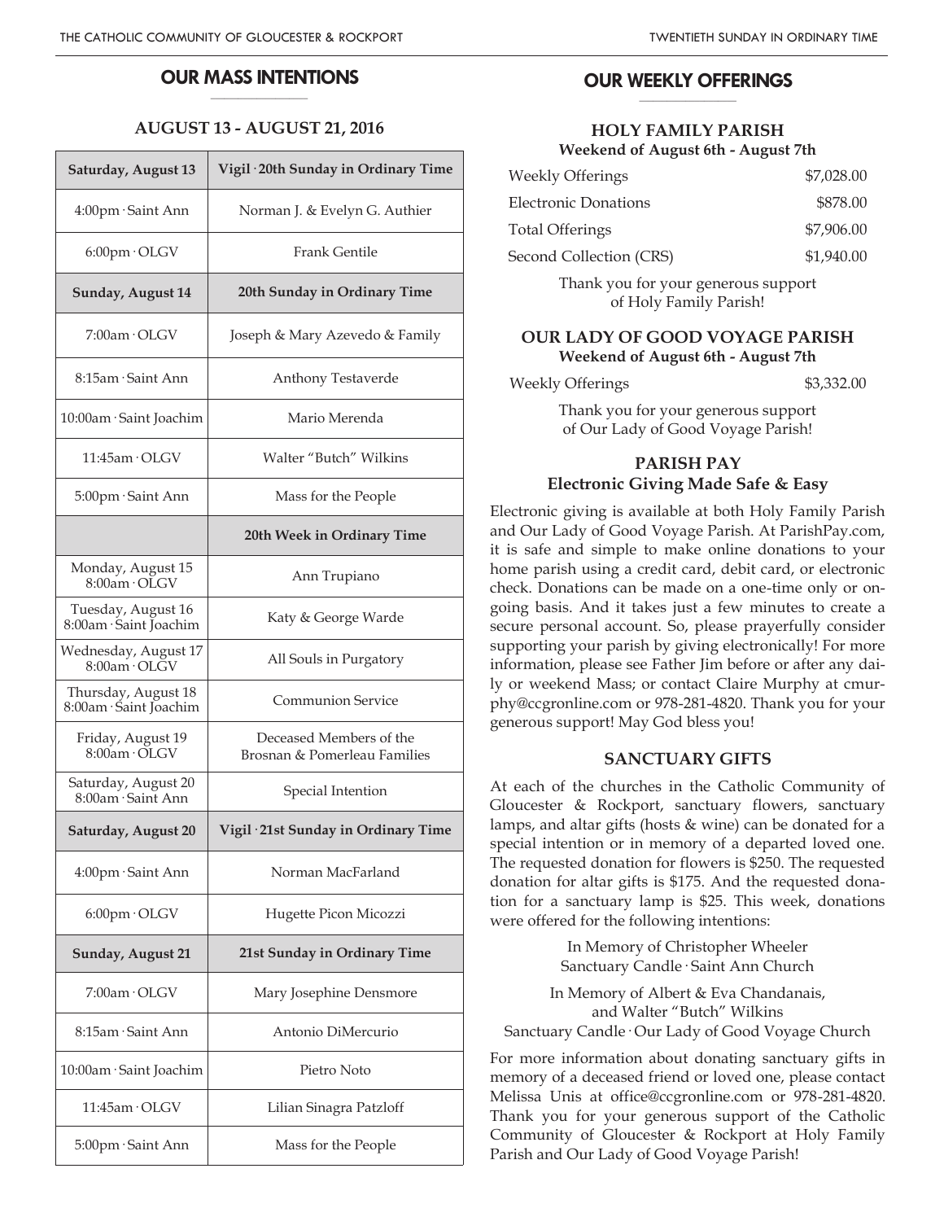## OUR MASS INTENTIONS

### AUGUST 13 - AUGUST 21, 2016

| Saturday, August 13 | Vigil · 20th Sunday in Ordinary Time |
|---|---|
| 4:00pm · Saint Ann | Norman J. & Evelyn G. Authier |
| 6:00pm · OLGV | Frank Gentile |
| **Sunday, August 14** | **20th Sunday in Ordinary Time** |
| 7:00am · OLGV | Joseph & Mary Azevedo & Family |
| 8:15am · Saint Ann | Anthony Testaverde |
| 10:00am · Saint Joachim | Mario Merenda |
| 11:45am · OLGV | Walter "Butch" Wilkins |
| 5:00pm · Saint Ann | Mass for the People |
| | **20th Week in Ordinary Time** |
| Monday, August 15 8:00am · OLGV | Ann Trupiano |
| Tuesday, August 16 8:00am · Saint Joachim | Katy & George Warde |
| Wednesday, August 17 8:00am · OLGV | All Souls in Purgatory |
| Thursday, August 18 8:00am · Saint Joachim | Communion Service |
| Friday, August 19 8:00am · OLGV | Deceased Members of the Brosnan & Pomerleau Families |
| Saturday, August 20 8:00am · Saint Ann | Special Intention |
| **Saturday, August 20** | **Vigil · 21st Sunday in Ordinary Time** |
| 4:00pm · Saint Ann | Norman MacFarland |
| 6:00pm · OLGV | Hugette Picon Micozzi |
| **Sunday, August 21** | **21st Sunday in Ordinary Time** |
| 7:00am · OLGV | Mary Josephine Densmore |
| 8:15am · Saint Ann | Antonio DiMercurio |
| 10:00am · Saint Joachim | Pietro Noto |
| 11:45am · OLGV | Lilian Sinagra Patzloff |
| 5:00pm · Saint Ann | Mass for the People |

## OUR WEEKLY OFFERINGS

### HOLY FAMILY PARISH
**Weekend of August 6th - August 7th**

| | |
|---|---|
| Weekly Offerings | $7,028.00 |
| Electronic Donations | $878.00 |
| Total Offerings | $7,906.00 |
| Second Collection (CRS) | $1,940.00 |

Thank you for your generous support of Holy Family Parish!

### OUR LADY OF GOOD VOYAGE PARISH
**Weekend of August 6th - August 7th**

| | |
|---|---|
| Weekly Offerings | $3,332.00 |

Thank you for your generous support of Our Lady of Good Voyage Parish!

### PARISH PAY
**Electronic Giving Made Safe & Easy**

Electronic giving is available at both Holy Family Parish and Our Lady of Good Voyage Parish. At ParishPay.com, it is safe and simple to make online donations to your home parish using a credit card, debit card, or electronic check. Donations can be made on a one-time only or ongoing basis. And it takes just a few minutes to create a secure personal account. So, please prayerfully consider supporting your parish by giving electronically! For more information, please see Father Jim before or after any daily or weekend Mass; or contact Claire Murphy at cmurphy@ccgronline.com or 978-281-4820. Thank you for your generous support! May God bless you!

### SANCTUARY GIFTS

At each of the churches in the Catholic Community of Gloucester & Rockport, sanctuary flowers, sanctuary lamps, and altar gifts (hosts & wine) can be donated for a special intention or in memory of a departed loved one. The requested donation for flowers is $250. The requested donation for altar gifts is $175. And the requested donation for a sanctuary lamp is $25. This week, donations were offered for the following intentions:

In Memory of Christopher Wheeler
Sanctuary Candle · Saint Ann Church

In Memory of Albert & Eva Chandanais, and Walter "Butch" Wilkins
Sanctuary Candle · Our Lady of Good Voyage Church

For more information about donating sanctuary gifts in memory of a deceased friend or loved one, please contact Melissa Unis at office@ccgronline.com or 978-281-4820. Thank you for your generous support of the Catholic Community of Gloucester & Rockport at Holy Family Parish and Our Lady of Good Voyage Parish!